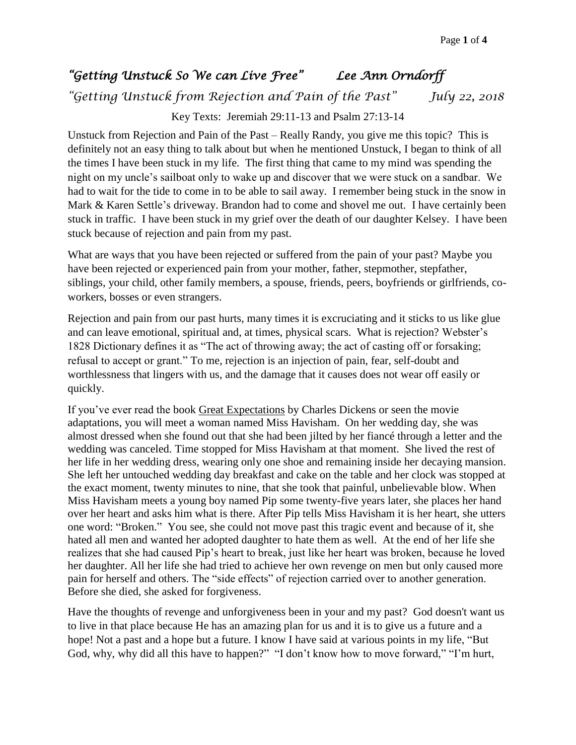# *"Getting Unstuck So We can Live Free"* *Lee Ann Orndorff*

## *"Getting Unstuck from Rejection and Pain of the Past"* *July 22, 2018*

Key Texts: Jeremiah 29:11-13 and Psalm 27:13-14

Unstuck from Rejection and Pain of the Past – Really Randy, you give me this topic? This is definitely not an easy thing to talk about but when he mentioned Unstuck, I began to think of all the times I have been stuck in my life. The first thing that came to my mind was spending the night on my uncle's sailboat only to wake up and discover that we were stuck on a sandbar. We had to wait for the tide to come in to be able to sail away. I remember being stuck in the snow in Mark & Karen Settle's driveway. Brandon had to come and shovel me out. I have certainly been stuck in traffic. I have been stuck in my grief over the death of our daughter Kelsey. I have been stuck because of rejection and pain from my past.

What are ways that you have been rejected or suffered from the pain of your past? Maybe you have been rejected or experienced pain from your mother, father, stepmother, stepfather, siblings, your child, other family members, a spouse, friends, peers, boyfriends or girlfriends, co-workers, bosses or even strangers.

Rejection and pain from our past hurts, many times it is excruciating and it sticks to us like glue and can leave emotional, spiritual and, at times, physical scars. What is rejection? Webster's 1828 Dictionary defines it as "The act of throwing away; the act of casting off or forsaking; refusal to accept or grant." To me, rejection is an injection of pain, fear, self-doubt and worthlessness that lingers with us, and the damage that it causes does not wear off easily or quickly.

If you've ever read the book Great Expectations by Charles Dickens or seen the movie adaptations, you will meet a woman named Miss Havisham. On her wedding day, she was almost dressed when she found out that she had been jilted by her fiancé through a letter and the wedding was canceled. Time stopped for Miss Havisham at that moment. She lived the rest of her life in her wedding dress, wearing only one shoe and remaining inside her decaying mansion. She left her untouched wedding day breakfast and cake on the table and her clock was stopped at the exact moment, twenty minutes to nine, that she took that painful, unbelievable blow. When Miss Havisham meets a young boy named Pip some twenty-five years later, she places her hand over her heart and asks him what is there. After Pip tells Miss Havisham it is her heart, she utters one word: "Broken." You see, she could not move past this tragic event and because of it, she hated all men and wanted her adopted daughter to hate them as well. At the end of her life she realizes that she had caused Pip's heart to break, just like her heart was broken, because he loved her daughter. All her life she had tried to achieve her own revenge on men but only caused more pain for herself and others. The "side effects" of rejection carried over to another generation. Before she died, she asked for forgiveness.

Have the thoughts of revenge and unforgiveness been in your and my past? God doesn't want us to live in that place because He has an amazing plan for us and it is to give us a future and a hope! Not a past and a hope but a future. I know I have said at various points in my life, "But God, why, why did all this have to happen?" "I don't know how to move forward," "I'm hurt,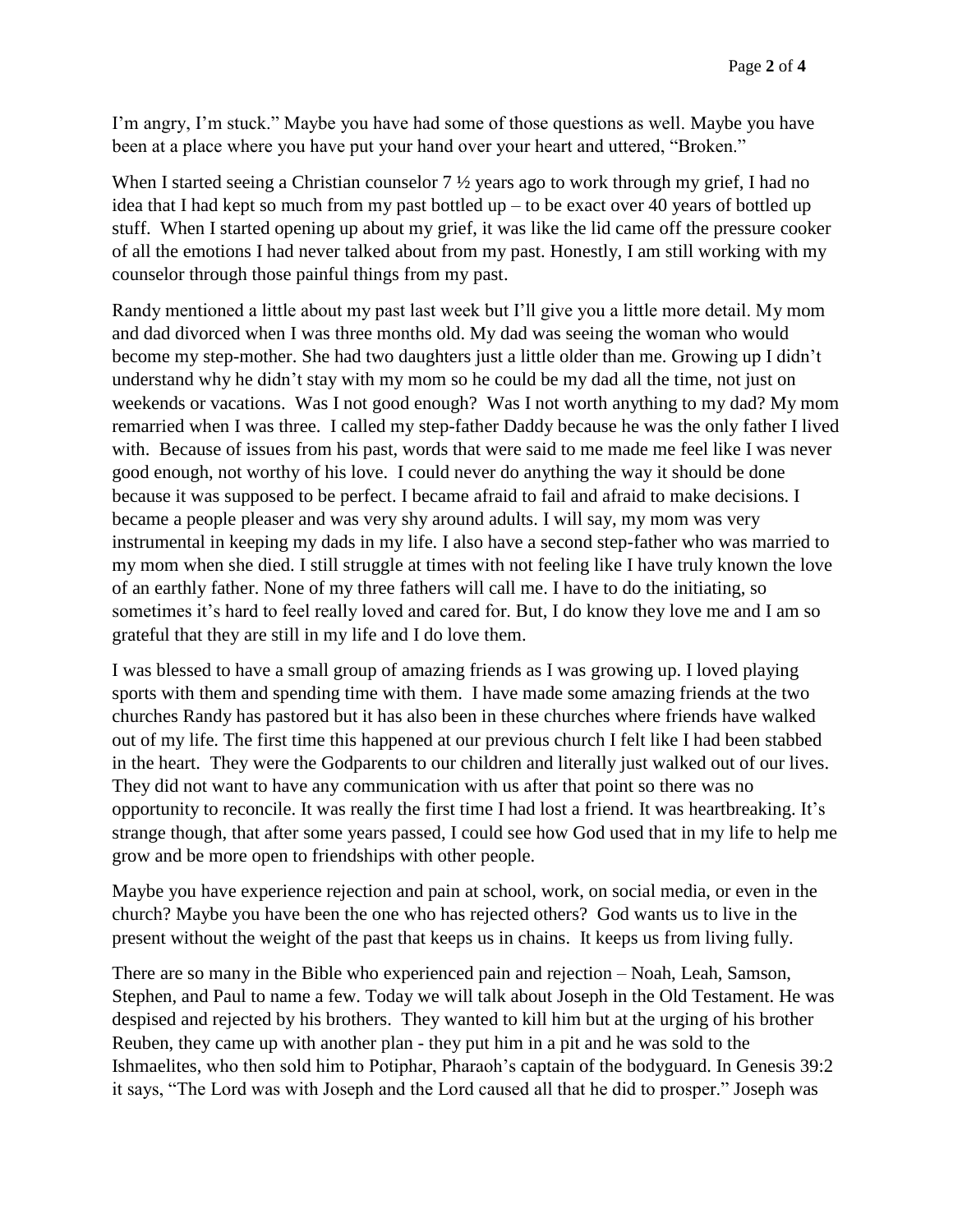I'm angry, I'm stuck." Maybe you have had some of those questions as well. Maybe you have been at a place where you have put your hand over your heart and uttered, "Broken."

When I started seeing a Christian counselor 7 ½ years ago to work through my grief, I had no idea that I had kept so much from my past bottled up – to be exact over 40 years of bottled up stuff. When I started opening up about my grief, it was like the lid came off the pressure cooker of all the emotions I had never talked about from my past. Honestly, I am still working with my counselor through those painful things from my past.

Randy mentioned a little about my past last week but I'll give you a little more detail. My mom and dad divorced when I was three months old. My dad was seeing the woman who would become my step-mother. She had two daughters just a little older than me. Growing up I didn't understand why he didn't stay with my mom so he could be my dad all the time, not just on weekends or vacations. Was I not good enough? Was I not worth anything to my dad? My mom remarried when I was three. I called my step-father Daddy because he was the only father I lived with. Because of issues from his past, words that were said to me made me feel like I was never good enough, not worthy of his love. I could never do anything the way it should be done because it was supposed to be perfect. I became afraid to fail and afraid to make decisions. I became a people pleaser and was very shy around adults. I will say, my mom was very instrumental in keeping my dads in my life. I also have a second step-father who was married to my mom when she died. I still struggle at times with not feeling like I have truly known the love of an earthly father. None of my three fathers will call me. I have to do the initiating, so sometimes it's hard to feel really loved and cared for. But, I do know they love me and I am so grateful that they are still in my life and I do love them.

I was blessed to have a small group of amazing friends as I was growing up. I loved playing sports with them and spending time with them. I have made some amazing friends at the two churches Randy has pastored but it has also been in these churches where friends have walked out of my life. The first time this happened at our previous church I felt like I had been stabbed in the heart. They were the Godparents to our children and literally just walked out of our lives. They did not want to have any communication with us after that point so there was no opportunity to reconcile. It was really the first time I had lost a friend. It was heartbreaking. It's strange though, that after some years passed, I could see how God used that in my life to help me grow and be more open to friendships with other people.

Maybe you have experience rejection and pain at school, work, on social media, or even in the church? Maybe you have been the one who has rejected others? God wants us to live in the present without the weight of the past that keeps us in chains. It keeps us from living fully.

There are so many in the Bible who experienced pain and rejection – Noah, Leah, Samson, Stephen, and Paul to name a few. Today we will talk about Joseph in the Old Testament. He was despised and rejected by his brothers. They wanted to kill him but at the urging of his brother Reuben, they came up with another plan - they put him in a pit and he was sold to the Ishmaelites, who then sold him to Potiphar, Pharaoh's captain of the bodyguard. In Genesis 39:2 it says, "The Lord was with Joseph and the Lord caused all that he did to prosper." Joseph was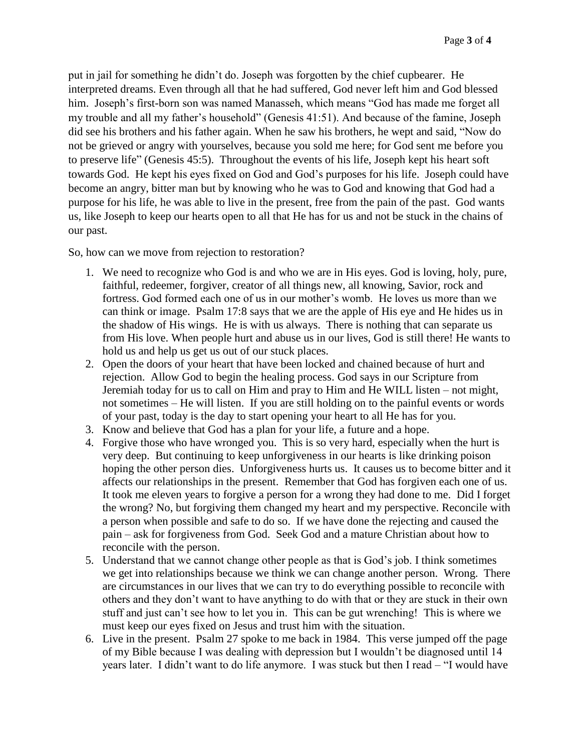put in jail for something he didn't do. Joseph was forgotten by the chief cupbearer. He interpreted dreams. Even through all that he had suffered, God never left him and God blessed him. Joseph's first-born son was named Manasseh, which means "God has made me forget all my trouble and all my father's household" (Genesis 41:51). And because of the famine, Joseph did see his brothers and his father again. When he saw his brothers, he wept and said, "Now do not be grieved or angry with yourselves, because you sold me here; for God sent me before you to preserve life" (Genesis 45:5). Throughout the events of his life, Joseph kept his heart soft towards God. He kept his eyes fixed on God and God's purposes for his life. Joseph could have become an angry, bitter man but by knowing who he was to God and knowing that God had a purpose for his life, he was able to live in the present, free from the pain of the past. God wants us, like Joseph to keep our hearts open to all that He has for us and not be stuck in the chains of our past.

So, how can we move from rejection to restoration?

1. We need to recognize who God is and who we are in His eyes. God is loving, holy, pure, faithful, redeemer, forgiver, creator of all things new, all knowing, Savior, rock and fortress. God formed each one of us in our mother's womb. He loves us more than we can think or image. Psalm 17:8 says that we are the apple of His eye and He hides us in the shadow of His wings. He is with us always. There is nothing that can separate us from His love. When people hurt and abuse us in our lives, God is still there! He wants to hold us and help us get us out of our stuck places.
2. Open the doors of your heart that have been locked and chained because of hurt and rejection. Allow God to begin the healing process. God says in our Scripture from Jeremiah today for us to call on Him and pray to Him and He WILL listen – not might, not sometimes – He will listen. If you are still holding on to the painful events or words of your past, today is the day to start opening your heart to all He has for you.
3. Know and believe that God has a plan for your life, a future and a hope.
4. Forgive those who have wronged you. This is so very hard, especially when the hurt is very deep. But continuing to keep unforgiveness in our hearts is like drinking poison hoping the other person dies. Unforgiveness hurts us. It causes us to become bitter and it affects our relationships in the present. Remember that God has forgiven each one of us. It took me eleven years to forgive a person for a wrong they had done to me. Did I forget the wrong? No, but forgiving them changed my heart and my perspective. Reconcile with a person when possible and safe to do so. If we have done the rejecting and caused the pain – ask for forgiveness from God. Seek God and a mature Christian about how to reconcile with the person.
5. Understand that we cannot change other people as that is God's job. I think sometimes we get into relationships because we think we can change another person. Wrong. There are circumstances in our lives that we can try to do everything possible to reconcile with others and they don't want to have anything to do with that or they are stuck in their own stuff and just can't see how to let you in. This can be gut wrenching! This is where we must keep our eyes fixed on Jesus and trust him with the situation.
6. Live in the present. Psalm 27 spoke to me back in 1984. This verse jumped off the page of my Bible because I was dealing with depression but I wouldn't be diagnosed until 14 years later. I didn't want to do life anymore. I was stuck but then I read – "I would have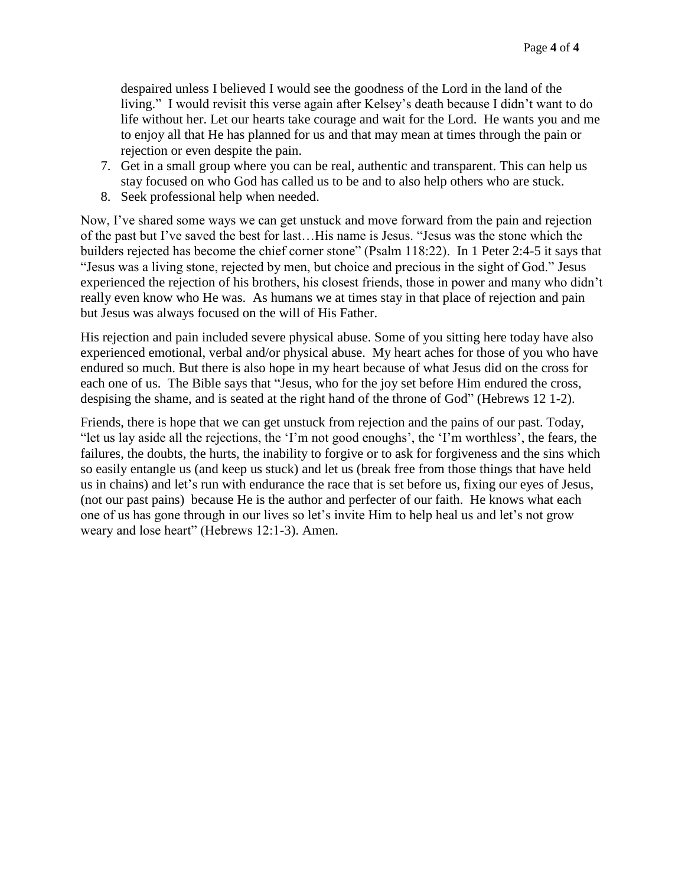despaired unless I believed I would see the goodness of the Lord in the land of the living." I would revisit this verse again after Kelsey's death because I didn't want to do life without her. Let our hearts take courage and wait for the Lord. He wants you and me to enjoy all that He has planned for us and that may mean at times through the pain or rejection or even despite the pain.

7. Get in a small group where you can be real, authentic and transparent. This can help us stay focused on who God has called us to be and to also help others who are stuck.
8. Seek professional help when needed.

Now, I've shared some ways we can get unstuck and move forward from the pain and rejection of the past but I've saved the best for last…His name is Jesus. "Jesus was the stone which the builders rejected has become the chief corner stone" (Psalm 118:22). In 1 Peter 2:4-5 it says that "Jesus was a living stone, rejected by men, but choice and precious in the sight of God." Jesus experienced the rejection of his brothers, his closest friends, those in power and many who didn't really even know who He was. As humans we at times stay in that place of rejection and pain but Jesus was always focused on the will of His Father.

His rejection and pain included severe physical abuse. Some of you sitting here today have also experienced emotional, verbal and/or physical abuse. My heart aches for those of you who have endured so much. But there is also hope in my heart because of what Jesus did on the cross for each one of us. The Bible says that "Jesus, who for the joy set before Him endured the cross, despising the shame, and is seated at the right hand of the throne of God" (Hebrews 12 1-2).

Friends, there is hope that we can get unstuck from rejection and the pains of our past. Today, "let us lay aside all the rejections, the 'I'm not good enoughs', the 'I'm worthless', the fears, the failures, the doubts, the hurts, the inability to forgive or to ask for forgiveness and the sins which so easily entangle us (and keep us stuck) and let us (break free from those things that have held us in chains) and let's run with endurance the race that is set before us, fixing our eyes of Jesus, (not our past pains) because He is the author and perfecter of our faith. He knows what each one of us has gone through in our lives so let's invite Him to help heal us and let's not grow weary and lose heart" (Hebrews 12:1-3). Amen.